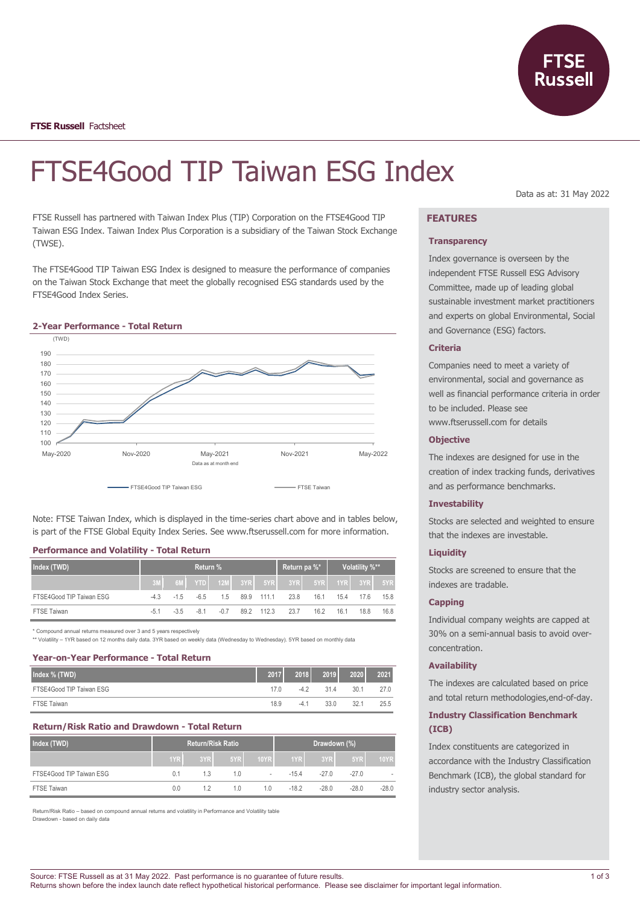FTSE Russell Factsheet

# FTSE4Good TIP Taiwan ESG Index

Data as at: 31 May 2022

FTSE Russell has partnered with Taiwan Index Plus (TIP) Corporation on the FTSE4Good TIP Taiwan ESG Index. Taiwan Index Plus Corporation is a subsidiary of the Taiwan Stock Exchange (TWSE).

The FTSE4Good TIP Taiwan ESG Index is designed to measure the performance of companies on the Taiwan Stock Exchange that meet the globally recognised ESG standards used by the FTSE4Good Index Series.

### 2-Year Performance - Total Return

(TWD)

Data as at month end

FTSE4Good TIP Taiwan ESG — FTSE Taiwan

Note: FTSE Taiwan Index, which is displayed in the time-series chart above and in tables below, is part of the FTSE Global Equity Index Series. See www.ftserussell.com for more information.

### Performance and Volatility - Total Return

| Index (TWD) | Return % | | | | | | Return pa %* | | Volatility %** | | |
|---|---|---|---|---|---|---|---|---|---|---|---|
| | 3M | 6M | YTD | 12M | 3YR | 5YR | 3YR | 5YR | 1YR | 3YR | 5YR |
| FTSE4Good TIP Taiwan ESG | -4.3 | -1.5 | -6.5 | 1.5 | 89.9 | 111.1 | 23.8 | 16.1 | 15.4 | 17.6 | 15.8 |
| FTSE Taiwan | -5.1 | -3.5 | -8.1 | -0.7 | 89.2 | 112.3 | 23.7 | 16.2 | 16.1 | 18.8 | 16.8 |

\* Compound annual returns measured over 3 and 5 years respectively
\** Volatility – 1YR based on 12 months daily data. 3YR based on weekly data (Wednesday to Wednesday). 5YR based on monthly data

### Year-on-Year Performance - Total Return

| Index % (TWD) | 2017 | 2018 | 2019 | 2020 | 2021 |
|---|---|---|---|---|---|
| FTSE4Good TIP Taiwan ESG | 17.0 | -4.2 | 31.4 | 30.1 | 27.0 |
| FTSE Taiwan | 18.9 | -4.1 | 33.0 | 32.1 | 25.5 |

### Return/Risk Ratio and Drawdown - Total Return

| Index (TWD) | Return/Risk Ratio | | | | Drawdown (%) | | | |
|---|---|---|---|---|---|---|---|---|
| | 1YR | 3YR | 5YR | 10YR | 1YR | 3YR | 5YR | 10YR |
| FTSE4Good TIP Taiwan ESG | 0.1 | 1.3 | 1.0 | - | -15.4 | -27.0 | -27.0 | - |
| FTSE Taiwan | 0.0 | 1.2 | 1.0 | 1.0 | -18.2 | -28.0 | -28.0 | -28.0 |

Return/Risk Ratio – based on compound annual returns and volatility in Performance and Volatility table
Drawdown - based on daily data

## FEATURES

### Transparency

Index governance is overseen by the independent FTSE Russell ESG Advisory Committee, made up of leading global sustainable investment market practitioners and experts on global Environmental, Social and Governance (ESG) factors.

### Criteria

Companies need to meet a variety of environmental, social and governance as well as financial performance criteria in order to be included. Please see www.ftserussell.com for details

### Objective

The indexes are designed for use in the creation of index tracking funds, derivatives and as performance benchmarks.

### Investability

Stocks are selected and weighted to ensure that the indexes are investable.

### Liquidity

Stocks are screened to ensure that the indexes are tradable.

### Capping

Individual company weights are capped at 30% on a semi-annual basis to avoid over-concentration.

### Availability

The indexes are calculated based on price and total return methodologies,end-of-day.

### Industry Classification Benchmark (ICB)

Index constituents are categorized in accordance with the Industry Classification Benchmark (ICB), the global standard for industry sector analysis.

Source: FTSE Russell as at 31 May 2022. Past performance is no guarantee of future results.
Returns shown before the index launch date reflect hypothetical historical performance. Please see disclaimer for important legal information.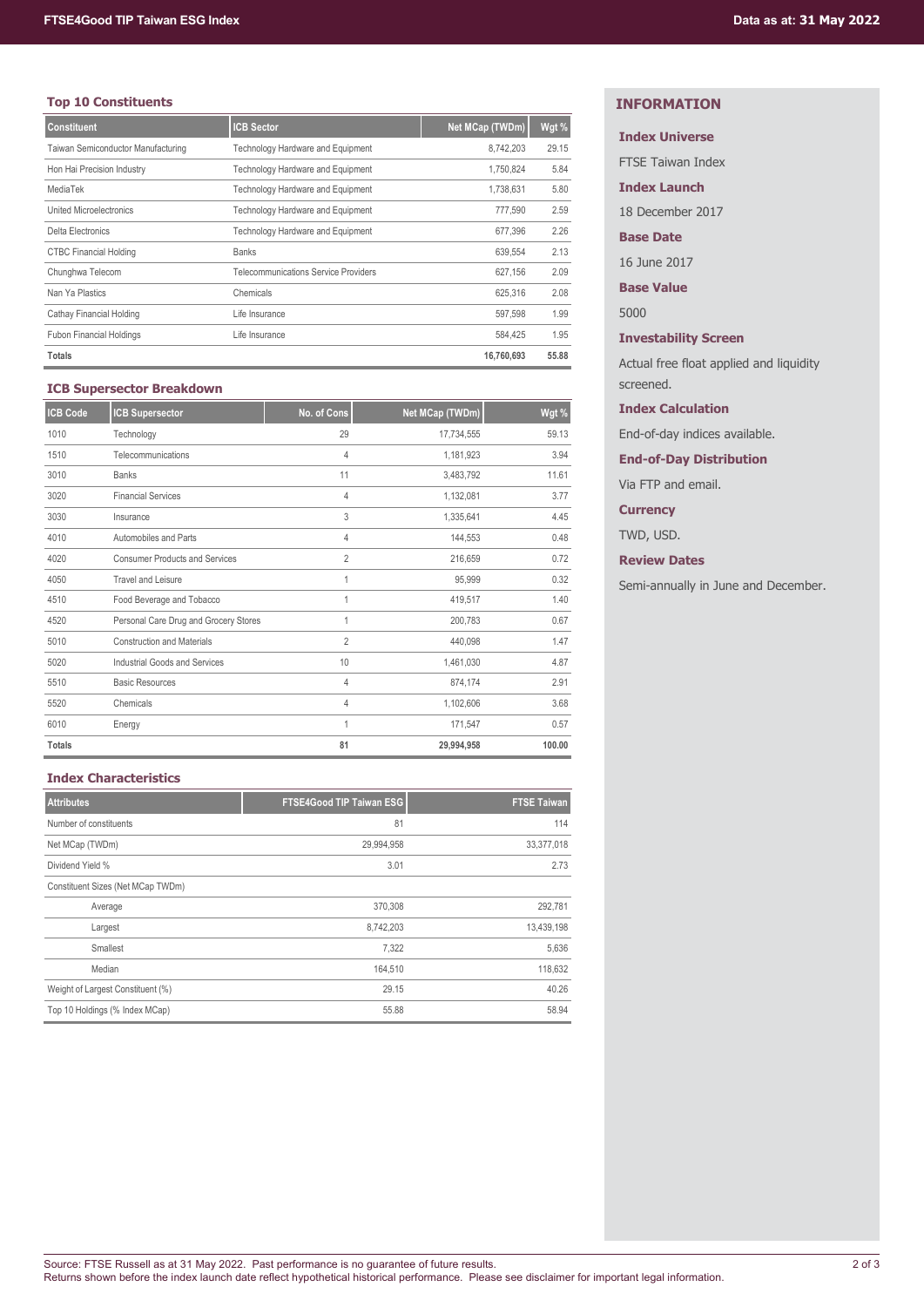## Top 10 Constituents

| Constituent | ICB Sector | Net MCap (TWDm) | Wgt % |
|---|---|---|---|
| Taiwan Semiconductor Manufacturing | Technology Hardware and Equipment | 8,742,203 | 29.15 |
| Hon Hai Precision Industry | Technology Hardware and Equipment | 1,750,824 | 5.84 |
| MediaTek | Technology Hardware and Equipment | 1,738,631 | 5.80 |
| United Microelectronics | Technology Hardware and Equipment | 777,590 | 2.59 |
| Delta Electronics | Technology Hardware and Equipment | 677,396 | 2.26 |
| CTBC Financial Holding | Banks | 639,554 | 2.13 |
| Chunghwa Telecom | Telecommunications Service Providers | 627,156 | 2.09 |
| Nan Ya Plastics | Chemicals | 625,316 | 2.08 |
| Cathay Financial Holding | Life Insurance | 597,598 | 1.99 |
| Fubon Financial Holdings | Life Insurance | 584,425 | 1.95 |
| **Totals** | | **16,760,693** | **55.88** |

## ICB Supersector Breakdown

| ICB Code | ICB Supersector | No. of Cons | Net MCap (TWDm) | Wgt % |
|---|---|---|---|---|
| 1010 | Technology | 29 | 17,734,555 | 59.13 |
| 1510 | Telecommunications | 4 | 1,181,923 | 3.94 |
| 3010 | Banks | 11 | 3,483,792 | 11.61 |
| 3020 | Financial Services | 4 | 1,132,081 | 3.77 |
| 3030 | Insurance | 3 | 1,335,641 | 4.45 |
| 4010 | Automobiles and Parts | 4 | 144,553 | 0.48 |
| 4020 | Consumer Products and Services | 2 | 216,659 | 0.72 |
| 4050 | Travel and Leisure | 1 | 95,999 | 0.32 |
| 4510 | Food Beverage and Tobacco | 1 | 419,517 | 1.40 |
| 4520 | Personal Care Drug and Grocery Stores | 1 | 200,783 | 0.67 |
| 5010 | Construction and Materials | 2 | 440,098 | 1.47 |
| 5020 | Industrial Goods and Services | 10 | 1,461,030 | 4.87 |
| 5510 | Basic Resources | 4 | 874,174 | 2.91 |
| 5520 | Chemicals | 4 | 1,102,606 | 3.68 |
| 6010 | Energy | 1 | 171,547 | 0.57 |
| **Totals** | | **81** | **29,994,958** | **100.00** |

## Index Characteristics

| Attributes | FTSE4Good TIP Taiwan ESG | FTSE Taiwan |
|---|---|---|
| Number of constituents | 81 | 114 |
| Net MCap (TWDm) | 29,994,958 | 33,377,018 |
| Dividend Yield % | 3.01 | 2.73 |
| Constituent Sizes (Net MCap TWDm) | | |
| Average | 370,308 | 292,781 |
| Largest | 8,742,203 | 13,439,198 |
| Smallest | 7,322 | 5,636 |
| Median | 164,510 | 118,632 |
| Weight of Largest Constituent (%) | 29.15 | 40.26 |
| Top 10 Holdings (% Index MCap) | 55.88 | 58.94 |

## INFORMATION

**Index Universe**

FTSE Taiwan Index

**Index Launch**

18 December 2017

**Base Date**

16 June 2017

**Base Value**

5000

**Investability Screen**

Actual free float applied and liquidity screened.

**Index Calculation**

End-of-day indices available.

**End-of-Day Distribution**

Via FTP and email.

**Currency**

TWD, USD.

**Review Dates**

Semi-annually in June and December.

Source: FTSE Russell as at 31 May 2022. Past performance is no guarantee of future results.
Returns shown before the index launch date reflect hypothetical historical performance. Please see disclaimer for important legal information.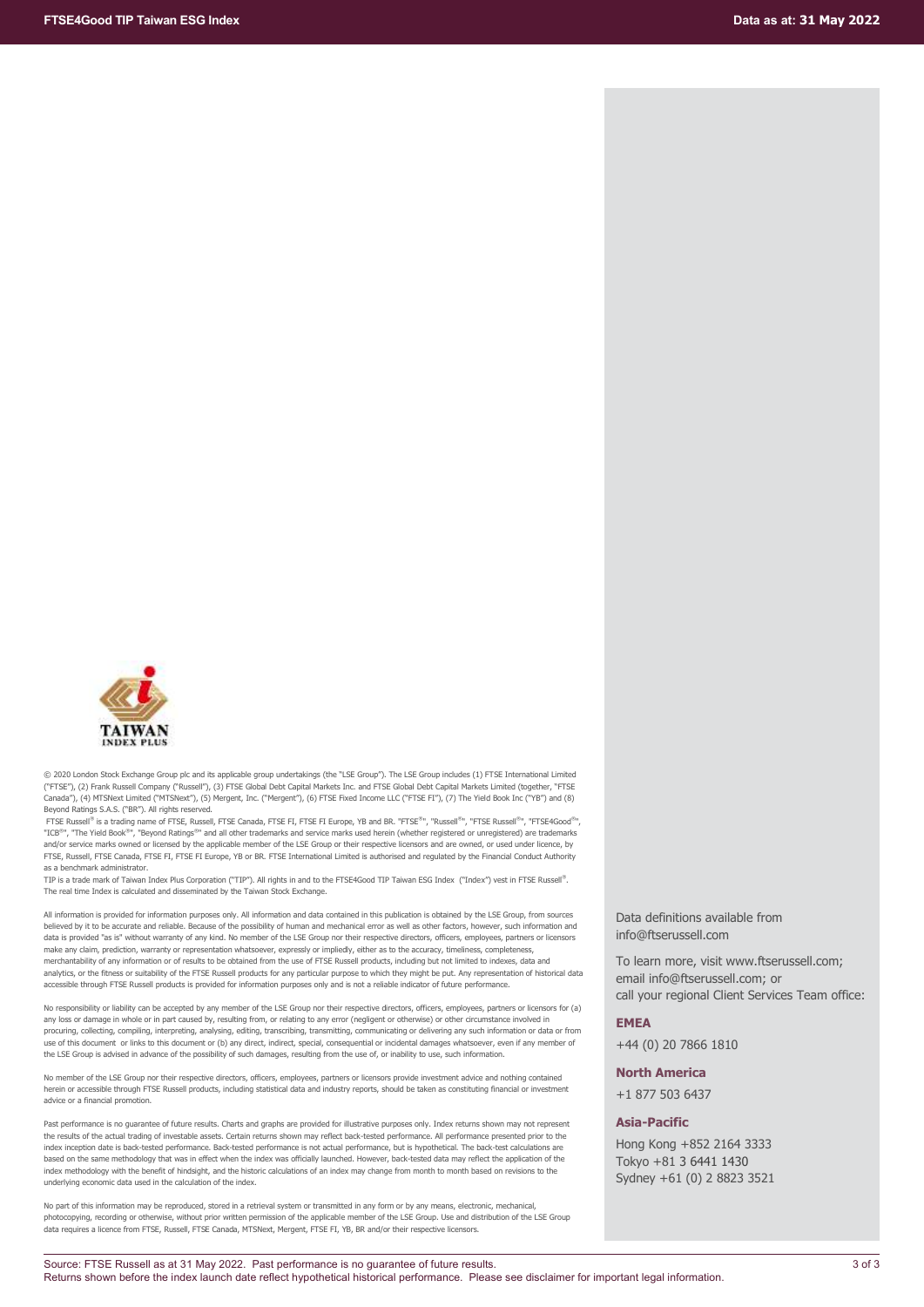TAIWAN INDEX PLUS

© 2020 London Stock Exchange Group plc and its applicable group undertakings (the "LSE Group"). The LSE Group includes (1) FTSE International Limited ("FTSE"), (2) Frank Russell Company ("Russell"), (3) FTSE Global Debt Capital Markets Inc. and FTSE Global Debt Capital Markets Limited (together, "FTSE Canada"), (4) MTSNext Limited ("MTSNext"), (5) Mergent, Inc. ("Mergent"), (6) FTSE Fixed Income LLC ("FTSE FI"), (7) The Yield Book Inc ("YB") and (8) Beyond Ratings S.A.S. ("BR"). All rights reserved.

FTSE Russell® is a trading name of FTSE, Russell, FTSE Canada, FTSE FI, FTSE FI Europe, YB and BR. "FTSE®", "Russell®", "FTSE Russell®", "FTSE4Good®", "ICB®", "The Yield Book®", "Beyond Ratings®" and all other trademarks and service marks used herein (whether registered or unregistered) are trademarks and/or service marks owned or licensed by the applicable member of the LSE Group or their respective licensors and are owned, or used under licence, by FTSE, Russell, FTSE Canada, FTSE FI, FTSE FI Europe, YB or BR. FTSE International Limited is authorised and regulated by the Financial Conduct Authority as a benchmark administrator.

TIP is a trade mark of Taiwan Index Plus Corporation ("TIP"). All rights in and to the FTSE4Good TIP Taiwan ESG Index ("Index") vest in FTSE Russell®. The real time Index is calculated and disseminated by the Taiwan Stock Exchange.

All information is provided for information purposes only. All information and data contained in this publication is obtained by the LSE Group, from sources believed by it to be accurate and reliable. Because of the possibility of human and mechanical error as well as other factors, however, such information and data is provided "as is" without warranty of any kind. No member of the LSE Group nor their respective directors, officers, employees, partners or licensors make any claim, prediction, warranty or representation whatsoever, expressly or impliedly, either as to the accuracy, timeliness, completeness, merchantability of any information or of results to be obtained from the use of FTSE Russell products, including but not limited to indexes, data and analytics, or the fitness or suitability of the FTSE Russell products for any particular purpose to which they might be put. Any representation of historical data accessible through FTSE Russell products is provided for information purposes only and is not a reliable indicator of future performance.

No responsibility or liability can be accepted by any member of the LSE Group nor their respective directors, officers, employees, partners or licensors for (a) any loss or damage in whole or in part caused by, resulting from, or relating to any error (negligent or otherwise) or other circumstance involved in procuring, collecting, compiling, interpreting, analysing, editing, transcribing, transmitting, communicating or delivering any such information or data or from use of this document or links to this document or (b) any direct, indirect, special, consequential or incidental damages whatsoever, even if any member of the LSE Group is advised in advance of the possibility of such damages, resulting from the use of, or inability to use, such information.

No member of the LSE Group nor their respective directors, officers, employees, partners or licensors provide investment advice and nothing contained herein or accessible through FTSE Russell products, including statistical data and industry reports, should be taken as constituting financial or investment advice or a financial promotion.

Past performance is no guarantee of future results. Charts and graphs are provided for illustrative purposes only. Index returns shown may not represent the results of the actual trading of investable assets. Certain returns shown may reflect back-tested performance. All performance presented prior to the index inception date is back-tested performance. Back-tested performance is not actual performance, but is hypothetical. The back-test calculations are based on the same methodology that was in effect when the index was officially launched. However, back-tested data may reflect the application of the index methodology with the benefit of hindsight, and the historic calculations of an index may change from month to month based on revisions to the underlying economic data used in the calculation of the index.

No part of this information may be reproduced, stored in a retrieval system or transmitted in any form or by any means, electronic, mechanical, photocopying, recording or otherwise, without prior written permission of the applicable member of the LSE Group. Use and distribution of the LSE Group data requires a licence from FTSE, Russell, FTSE Canada, MTSNext, Mergent, FTSE FI, YB, BR and/or their respective licensors.

Data definitions available from info@ftserussell.com

To learn more, visit www.ftserussell.com; email info@ftserussell.com; or call your regional Client Services Team office:

**EMEA**

+44 (0) 20 7866 1810

**North America**

+1 877 503 6437

**Asia-Pacific**

Hong Kong +852 2164 3333
Tokyo +81 3 6441 1430
Sydney +61 (0) 2 8823 3521

Source: FTSE Russell as at 31 May 2022. Past performance is no guarantee of future results.
Returns shown before the index launch date reflect hypothetical historical performance. Please see disclaimer for important legal information.